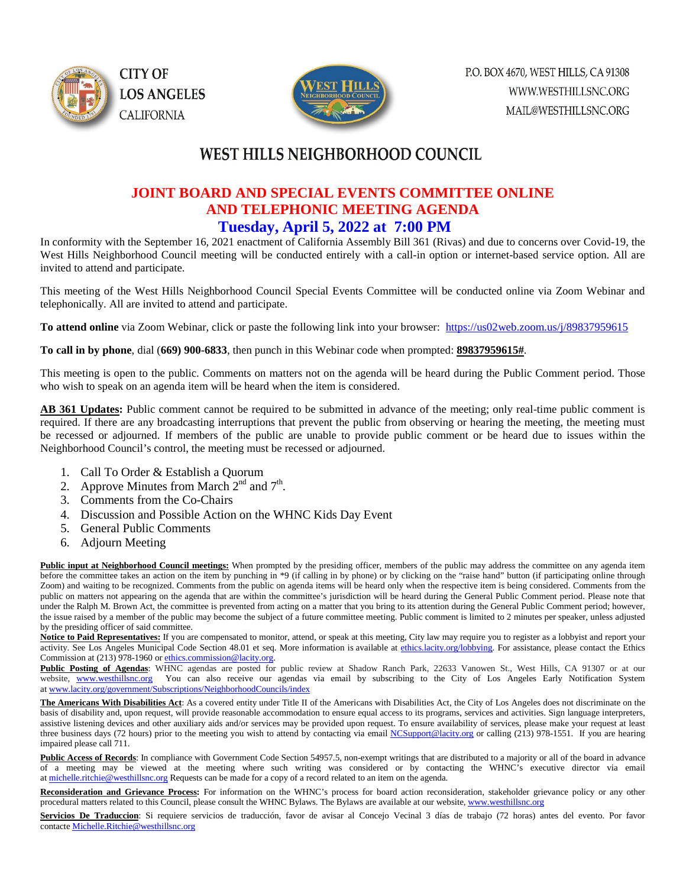CITY OF
LOS ANGELES
CALIFORNIA

P.O. BOX 4670, WEST HILLS, CA 91308
WWW.WESTHILLSNC.ORG
MAIL@WESTHILLSNC.ORG

# WEST HILLS NEIGHBORHOOD COUNCIL

## JOINT BOARD AND SPECIAL EVENTS COMMITTEE ONLINE AND TELEPHONIC MEETING AGENDA

## Tuesday, April 5, 2022 at 7:00 PM

In conformity with the September 16, 2021 enactment of California Assembly Bill 361 (Rivas) and due to concerns over Covid-19, the West Hills Neighborhood Council meeting will be conducted entirely with a call-in option or internet-based service option. All are invited to attend and participate.

This meeting of the West Hills Neighborhood Council Special Events Committee will be conducted online via Zoom Webinar and telephonically. All are invited to attend and participate.

**To attend online** via Zoom Webinar, click or paste the following link into your browser: https://us02web.zoom.us/j/89837959615

**To call in by phone**, dial (**669) 900-6833**, then punch in this Webinar code when prompted: **89837959615#**.

This meeting is open to the public. Comments on matters not on the agenda will be heard during the Public Comment period. Those who wish to speak on an agenda item will be heard when the item is considered.

**AB 361 Updates:** Public comment cannot be required to be submitted in advance of the meeting; only real-time public comment is required. If there are any broadcasting interruptions that prevent the public from observing or hearing the meeting, the meeting must be recessed or adjourned. If members of the public are unable to provide public comment or be heard due to issues within the Neighborhood Council's control, the meeting must be recessed or adjourned.

1. Call To Order & Establish a Quorum
2. Approve Minutes from March 2nd and 7th.
3. Comments from the Co-Chairs
4. Discussion and Possible Action on the WHNC Kids Day Event
5. General Public Comments
6. Adjourn Meeting

**Public input at Neighborhood Council meetings:** When prompted by the presiding officer, members of the public may address the committee on any agenda item before the committee takes an action on the item by punching in *9 (if calling in by phone) or by clicking on the "raise hand" button (if participating online through Zoom) and waiting to be recognized. Comments from the public on agenda items will be heard only when the respective item is being considered. Comments from the public on matters not appearing on the agenda that are within the committee's jurisdiction will be heard during the General Public Comment period. Please note that under the Ralph M. Brown Act, the committee is prevented from acting on a matter that you bring to its attention during the General Public Comment period; however, the issue raised by a member of the public may become the subject of a future committee meeting. Public comment is limited to 2 minutes per speaker, unless adjusted by the presiding officer of said committee.

**Notice to Paid Representatives:** If you are compensated to monitor, attend, or speak at this meeting, City law may require you to register as a lobbyist and report your activity. See Los Angeles Municipal Code Section 48.01 et seq. More information is available at ethics.lacity.org/lobbying. For assistance, please contact the Ethics Commission at (213) 978-1960 or ethics.commission@lacity.org.

**Public Posting of Agendas**: WHNC agendas are posted for public review at Shadow Ranch Park, 22633 Vanowen St., West Hills, CA 91307 or at our website, www.westhillsnc.org You can also receive our agendas via email by subscribing to the City of Los Angeles Early Notification System at www.lacity.org/government/Subscriptions/NeighborhoodCouncils/index

**The Americans With Disabilities Act**: As a covered entity under Title II of the Americans with Disabilities Act, the City of Los Angeles does not discriminate on the basis of disability and, upon request, will provide reasonable accommodation to ensure equal access to its programs, services and activities. Sign language interpreters, assistive listening devices and other auxiliary aids and/or services may be provided upon request. To ensure availability of services, please make your request at least three business days (72 hours) prior to the meeting you wish to attend by contacting via email NCSupport@lacity.org or calling (213) 978-1551. If you are hearing impaired please call 711.

**Public Access of Records**: In compliance with Government Code Section 54957.5, non-exempt writings that are distributed to a majority or all of the board in advance of a meeting may be viewed at the meeting where such writing was considered or by contacting the WHNC's executive director via email at michelle.ritchie@westhillsnc.org Requests can be made for a copy of a record related to an item on the agenda.

**Reconsideration and Grievance Process:** For information on the WHNC's process for board action reconsideration, stakeholder grievance policy or any other procedural matters related to this Council, please consult the WHNC Bylaws. The Bylaws are available at our website, www.westhillsnc.org

**Servicios De Traduccion**: Si requiere servicios de traducción, favor de avisar al Concejo Vecinal 3 días de trabajo (72 horas) antes del evento. Por favor contacte Michelle.Ritchie@westhillsnc.org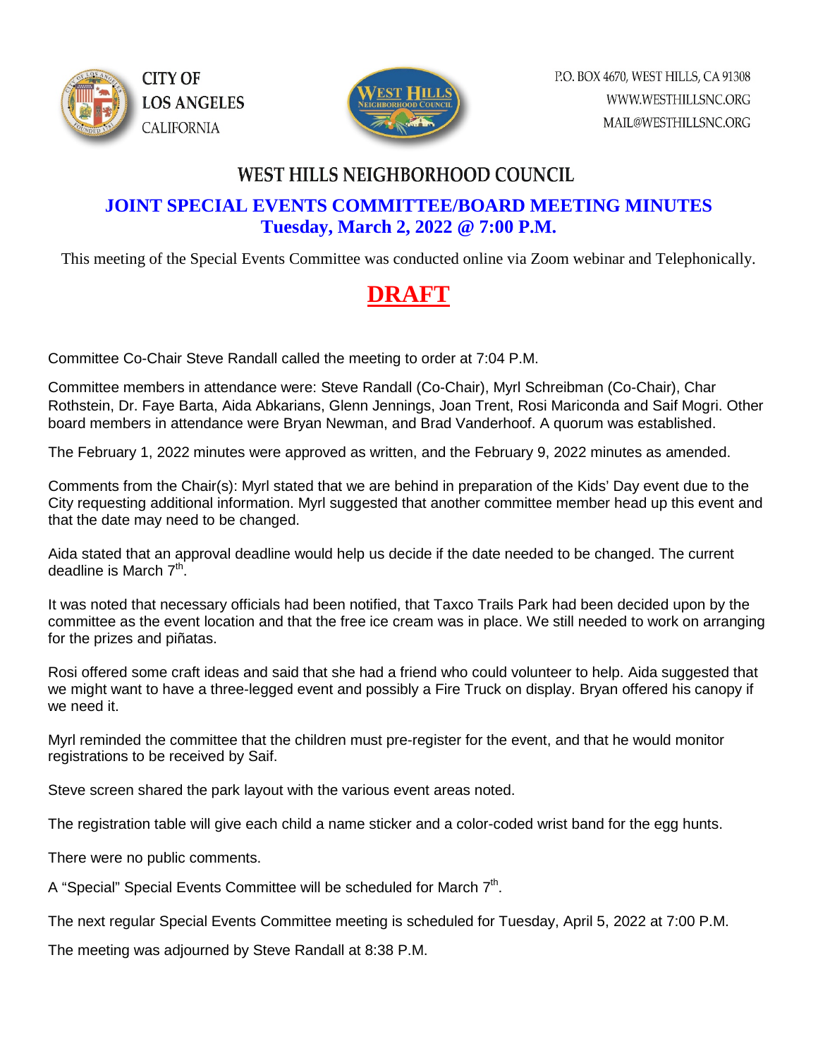CITY OF
LOS ANGELES
CALIFORNIA

P.O. BOX 4670, WEST HILLS, CA 91308
WWW.WESTHILLSNC.ORG
MAIL@WESTHILLSNC.ORG

# WEST HILLS NEIGHBORHOOD COUNCIL

## JOINT SPECIAL EVENTS COMMITTEE/BOARD MEETING MINUTES
## Tuesday, March 2, 2022 @ 7:00 P.M.

This meeting of the Special Events Committee was conducted online via Zoom webinar and Telephonically.

# DRAFT

Committee Co-Chair Steve Randall called the meeting to order at 7:04 P.M.

Committee members in attendance were: Steve Randall (Co-Chair), Myrl Schreibman (Co-Chair), Char Rothstein, Dr. Faye Barta, Aida Abkarians, Glenn Jennings, Joan Trent, Rosi Mariconda and Saif Mogri. Other board members in attendance were Bryan Newman, and Brad Vanderhoof. A quorum was established.

The February 1, 2022 minutes were approved as written, and the February 9, 2022 minutes as amended.

Comments from the Chair(s): Myrl stated that we are behind in preparation of the Kids' Day event due to the City requesting additional information. Myrl suggested that another committee member head up this event and that the date may need to be changed.

Aida stated that an approval deadline would help us decide if the date needed to be changed. The current deadline is March 7th.

It was noted that necessary officials had been notified, that Taxco Trails Park had been decided upon by the committee as the event location and that the free ice cream was in place. We still needed to work on arranging for the prizes and piñatas.

Rosi offered some craft ideas and said that she had a friend who could volunteer to help. Aida suggested that we might want to have a three-legged event and possibly a Fire Truck on display. Bryan offered his canopy if we need it.

Myrl reminded the committee that the children must pre-register for the event, and that he would monitor registrations to be received by Saif.

Steve screen shared the park layout with the various event areas noted.

The registration table will give each child a name sticker and a color-coded wrist band for the egg hunts.

There were no public comments.

A "Special" Special Events Committee will be scheduled for March 7th.

The next regular Special Events Committee meeting is scheduled for Tuesday, April 5, 2022 at 7:00 P.M.

The meeting was adjourned by Steve Randall at 8:38 P.M.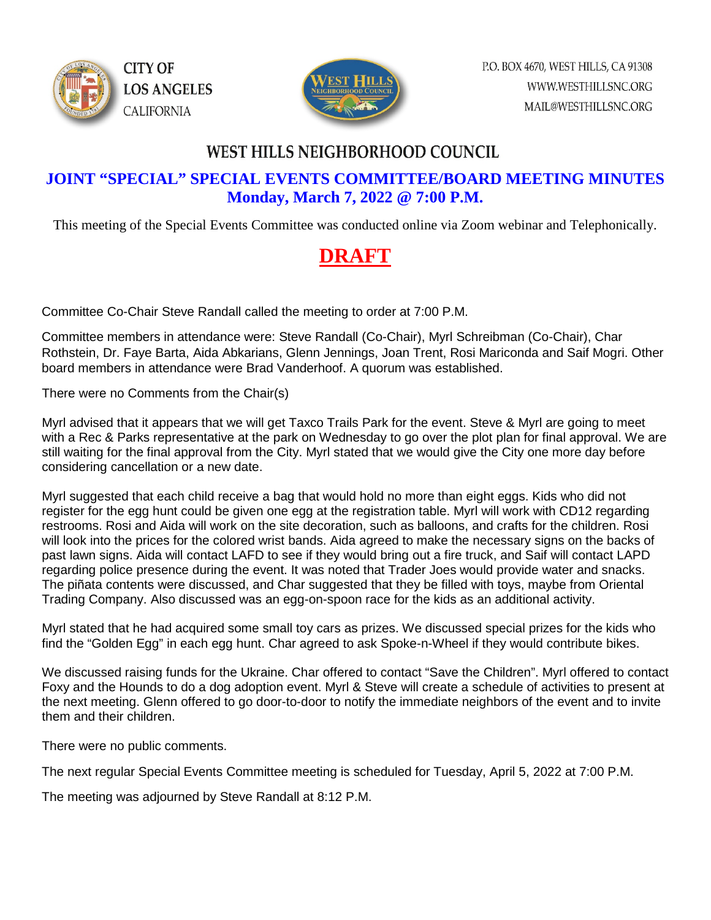CITY OF LOS ANGELES CALIFORNIA

P.O. BOX 4670, WEST HILLS, CA 91308
WWW.WESTHILLSNC.ORG
MAIL@WESTHILLSNC.ORG

# WEST HILLS NEIGHBORHOOD COUNCIL

## JOINT "SPECIAL" SPECIAL EVENTS COMMITTEE/BOARD MEETING MINUTES

### Monday, March 7, 2022 @ 7:00 P.M.

This meeting of the Special Events Committee was conducted online via Zoom webinar and Telephonically.

## DRAFT

Committee Co-Chair Steve Randall called the meeting to order at 7:00 P.M.

Committee members in attendance were: Steve Randall (Co-Chair), Myrl Schreibman (Co-Chair), Char Rothstein, Dr. Faye Barta, Aida Abkarians, Glenn Jennings, Joan Trent, Rosi Mariconda and Saif Mogri. Other board members in attendance were Brad Vanderhoof. A quorum was established.

There were no Comments from the Chair(s)

Myrl advised that it appears that we will get Taxco Trails Park for the event. Steve & Myrl are going to meet with a Rec & Parks representative at the park on Wednesday to go over the plot plan for final approval. We are still waiting for the final approval from the City. Myrl stated that we would give the City one more day before considering cancellation or a new date.

Myrl suggested that each child receive a bag that would hold no more than eight eggs. Kids who did not register for the egg hunt could be given one egg at the registration table. Myrl will work with CD12 regarding restrooms. Rosi and Aida will work on the site decoration, such as balloons, and crafts for the children. Rosi will look into the prices for the colored wrist bands. Aida agreed to make the necessary signs on the backs of past lawn signs. Aida will contact LAFD to see if they would bring out a fire truck, and Saif will contact LAPD regarding police presence during the event. It was noted that Trader Joes would provide water and snacks. The piñata contents were discussed, and Char suggested that they be filled with toys, maybe from Oriental Trading Company. Also discussed was an egg-on-spoon race for the kids as an additional activity.

Myrl stated that he had acquired some small toy cars as prizes. We discussed special prizes for the kids who find the "Golden Egg" in each egg hunt. Char agreed to ask Spoke-n-Wheel if they would contribute bikes.

We discussed raising funds for the Ukraine. Char offered to contact "Save the Children". Myrl offered to contact Foxy and the Hounds to do a dog adoption event. Myrl & Steve will create a schedule of activities to present at the next meeting. Glenn offered to go door-to-door to notify the immediate neighbors of the event and to invite them and their children.

There were no public comments.

The next regular Special Events Committee meeting is scheduled for Tuesday, April 5, 2022 at 7:00 P.M.

The meeting was adjourned by Steve Randall at 8:12 P.M.